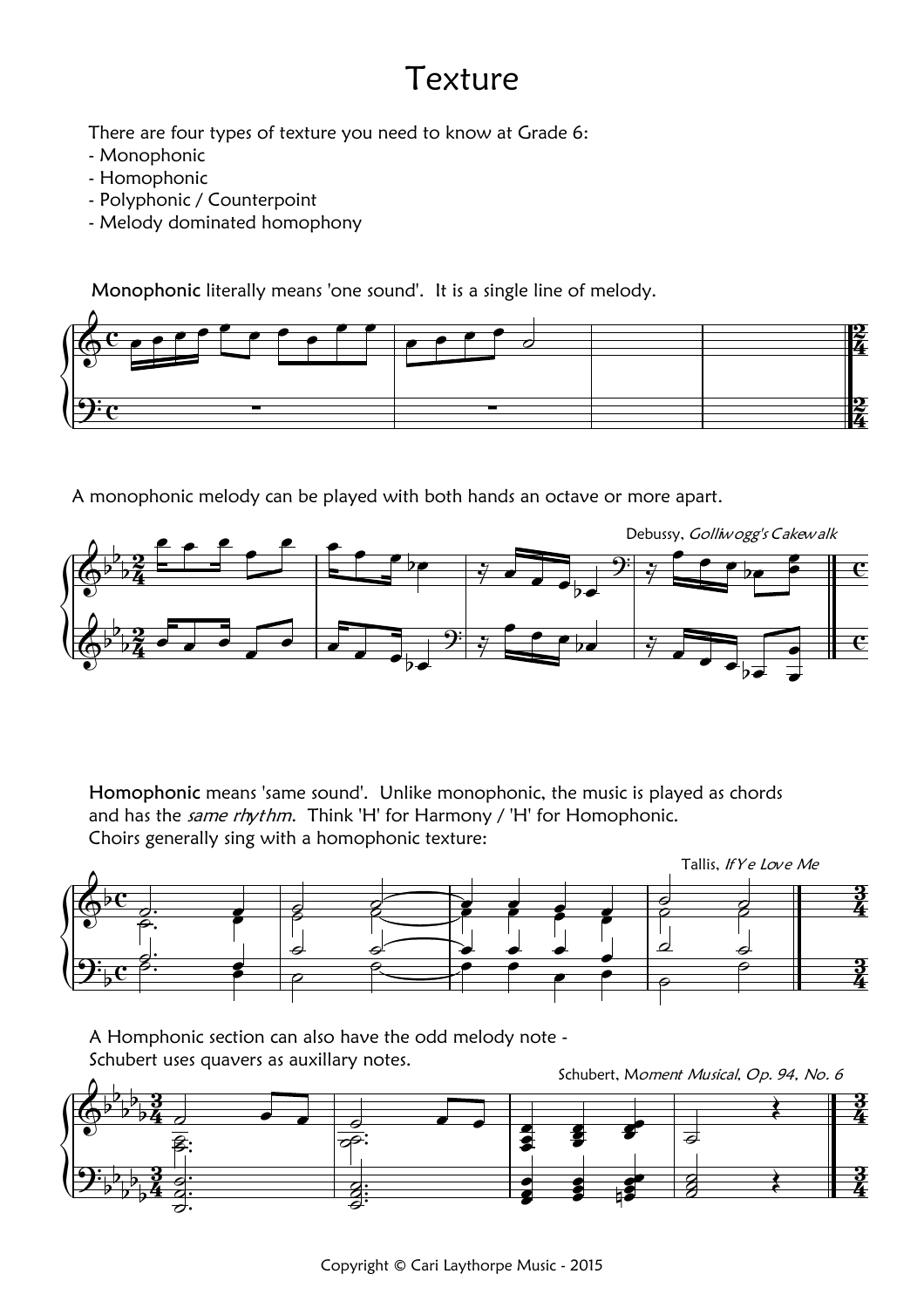# Texture

There are four types of texture you need to know at Grade 6:

- Monophonic
- Homophonic
- Polyphonic / Counterpoint
- Melody dominated homophony

**Monophonic** literally means 'one sound'. It is a single line of melody.

A monophonic melody can be played with both hands an octave or more apart.

Debussy, *Golliwogg's Cakewalk*

**Homophonic** means 'same sound'. Unlike monophonic, the music is played as chords and has the *same rhythm*. Think 'H' for Harmony / 'H' for Homophonic. Choirs generally sing with a homophonic texture:

Tallis, *If Ye Love Me*

A Homphonic section can also have the odd melody note - Schubert uses quavers as auxillary notes.

Schubert, M*oment Musical, Op. 94, No. 6*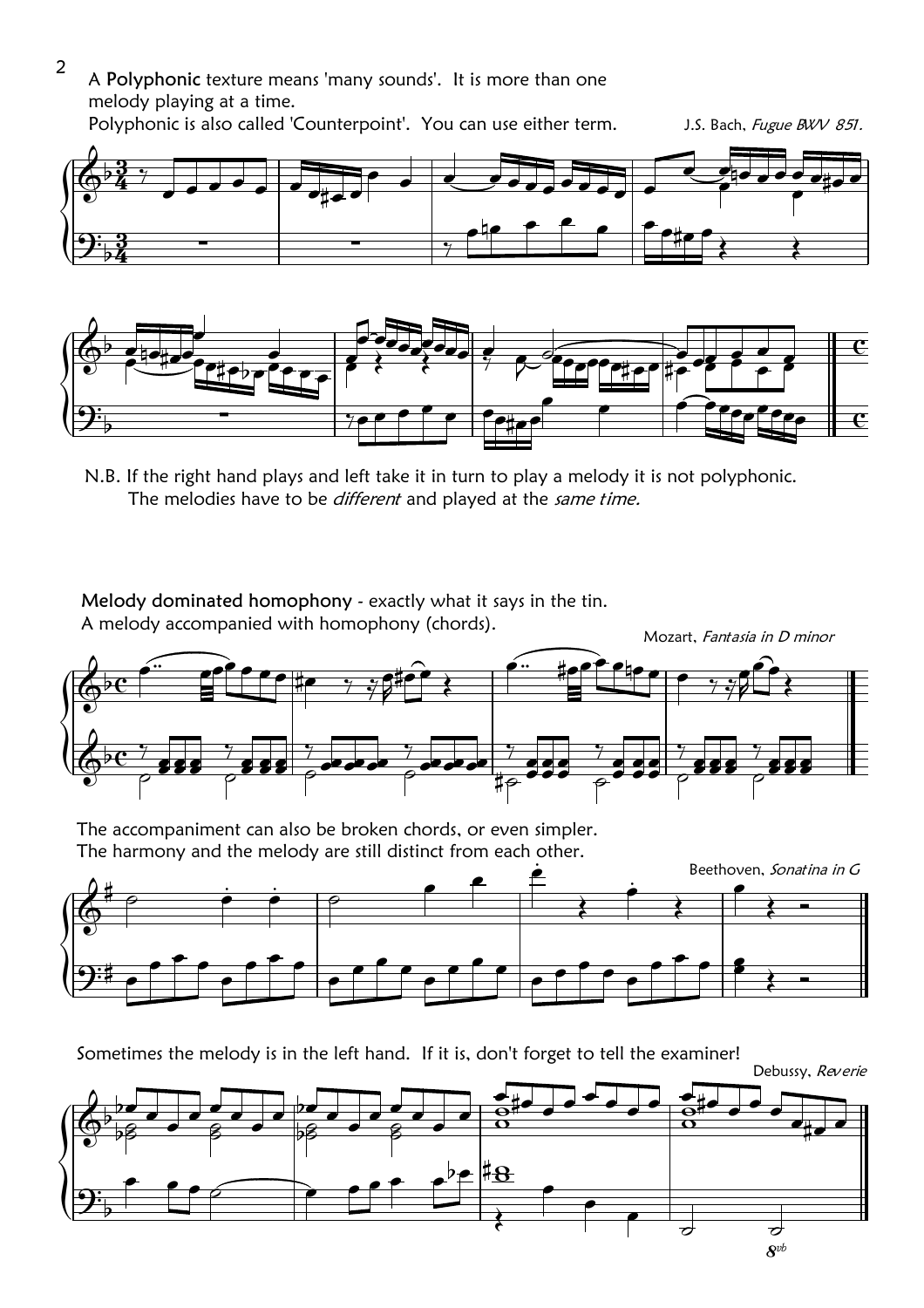A **Polyphonic** texture means 'many sounds'. It is more than one melody playing at a time.
Polyphonic is also called 'Counterpoint'. You can use either term.

J.S. Bach, *Fugue BWV 851.*

N.B. If the right hand plays and left take it in turn to play a melody it is not polyphonic. The melodies have to be *different* and played at the *same time.*

**Melody dominated homophony** - exactly what it says in the tin.
A melody accompanied with homophony (chords).

Mozart, *Fantasia in D minor*

The accompaniment can also be broken chords, or even simpler.
The harmony and the melody are still distinct from each other.

Beethoven, *Sonatina in G*

Sometimes the melody is in the left hand. If it is, don't forget to tell the examiner!

Debussy, *Reverie*